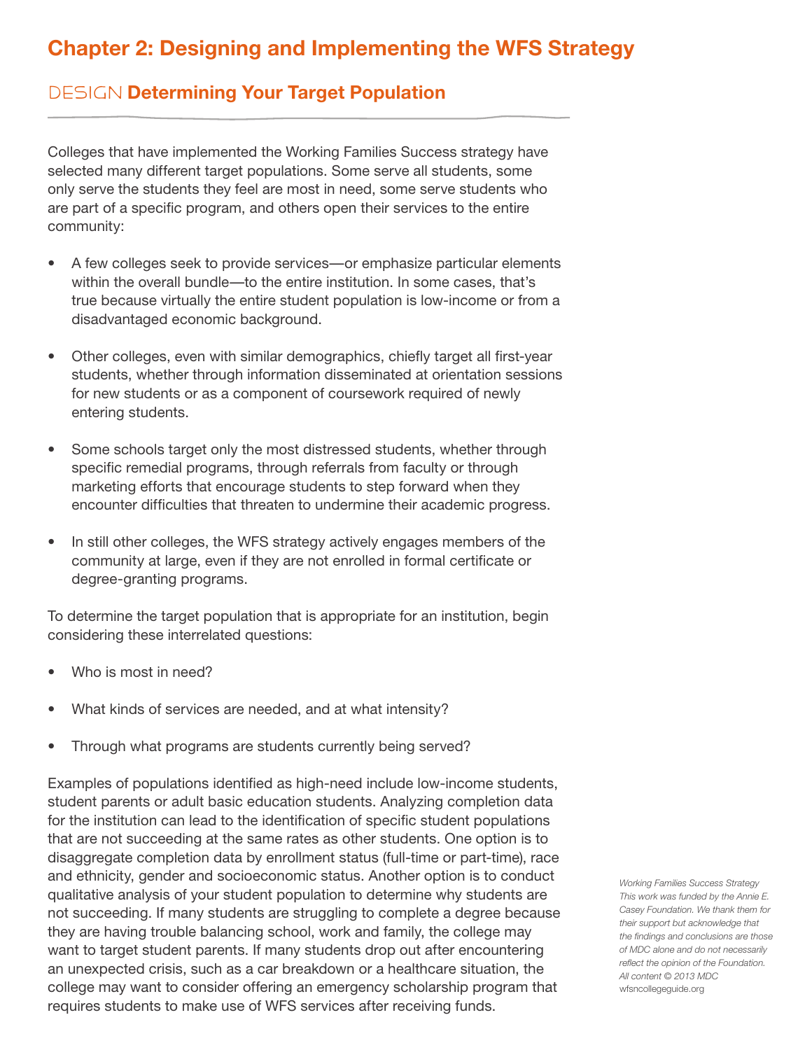# Chapter 2: Designing and Implementing the WFS Strategy

## DESIGN **Determining Your Target Population**

Colleges that have implemented the Working Families Success strategy have selected many different target populations. Some serve all students, some only serve the students they feel are most in need, some serve students who are part of a specific program, and others open their services to the entire community:

- A few colleges seek to provide services—or emphasize particular elements within the overall bundle—to the entire institution. In some cases, that's true because virtually the entire student population is low-income or from a disadvantaged economic background.
- Other colleges, even with similar demographics, chiefly target all first-year students, whether through information disseminated at orientation sessions for new students or as a component of coursework required of newly entering students.
- Some schools target only the most distressed students, whether through specific remedial programs, through referrals from faculty or through marketing efforts that encourage students to step forward when they encounter difficulties that threaten to undermine their academic progress.
- In still other colleges, the WFS strategy actively engages members of the community at large, even if they are not enrolled in formal certificate or degree-granting programs.

To determine the target population that is appropriate for an institution, begin considering these interrelated questions:

- Who is most in need?
- What kinds of services are needed, and at what intensity?
- Through what programs are students currently being served?

Examples of populations identified as high-need include low-income students, student parents or adult basic education students. Analyzing completion data for the institution can lead to the identification of specific student populations that are not succeeding at the same rates as other students. One option is to disaggregate completion data by enrollment status (full-time or part-time), race and ethnicity, gender and socioeconomic status. Another option is to conduct qualitative analysis of your student population to determine why students are not succeeding. If many students are struggling to complete a degree because they are having trouble balancing school, work and family, the college may want to target student parents. If many students drop out after encountering an unexpected crisis, such as a car breakdown or a healthcare situation, the college may want to consider offering an emergency scholarship program that requires students to make use of WFS services after receiving funds.

*Working Families Success Strategy This work was funded by the Annie E. Casey Foundation. We thank them for their support but acknowledge that the findings and conclusions are those of MDC alone and do not necessarily reflect the opinion of the Foundation. All content © 2013 MDC*
wfsncollegeguide.org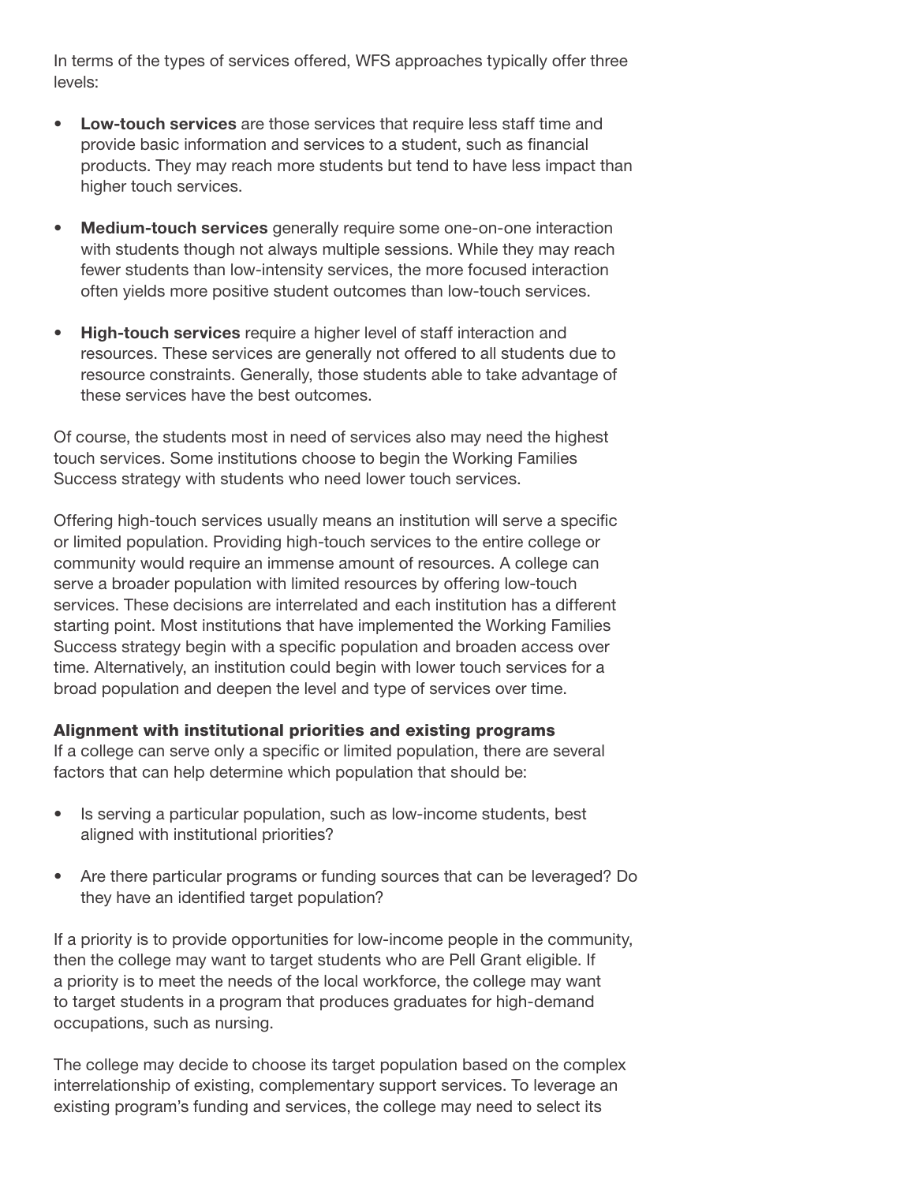In terms of the types of services offered, WFS approaches typically offer three levels:

- **Low-touch services** are those services that require less staff time and provide basic information and services to a student, such as financial products. They may reach more students but tend to have less impact than higher touch services.
- **Medium-touch services** generally require some one-on-one interaction with students though not always multiple sessions. While they may reach fewer students than low-intensity services, the more focused interaction often yields more positive student outcomes than low-touch services.
- **High-touch services** require a higher level of staff interaction and resources. These services are generally not offered to all students due to resource constraints. Generally, those students able to take advantage of these services have the best outcomes.

Of course, the students most in need of services also may need the highest touch services. Some institutions choose to begin the Working Families Success strategy with students who need lower touch services.

Offering high-touch services usually means an institution will serve a specific or limited population. Providing high-touch services to the entire college or community would require an immense amount of resources. A college can serve a broader population with limited resources by offering low-touch services. These decisions are interrelated and each institution has a different starting point. Most institutions that have implemented the Working Families Success strategy begin with a specific population and broaden access over time. Alternatively, an institution could begin with lower touch services for a broad population and deepen the level and type of services over time.

### Alignment with institutional priorities and existing programs

If a college can serve only a specific or limited population, there are several factors that can help determine which population that should be:

- Is serving a particular population, such as low-income students, best aligned with institutional priorities?
- Are there particular programs or funding sources that can be leveraged? Do they have an identified target population?

If a priority is to provide opportunities for low-income people in the community, then the college may want to target students who are Pell Grant eligible. If a priority is to meet the needs of the local workforce, the college may want to target students in a program that produces graduates for high-demand occupations, such as nursing.

The college may decide to choose its target population based on the complex interrelationship of existing, complementary support services. To leverage an existing program's funding and services, the college may need to select its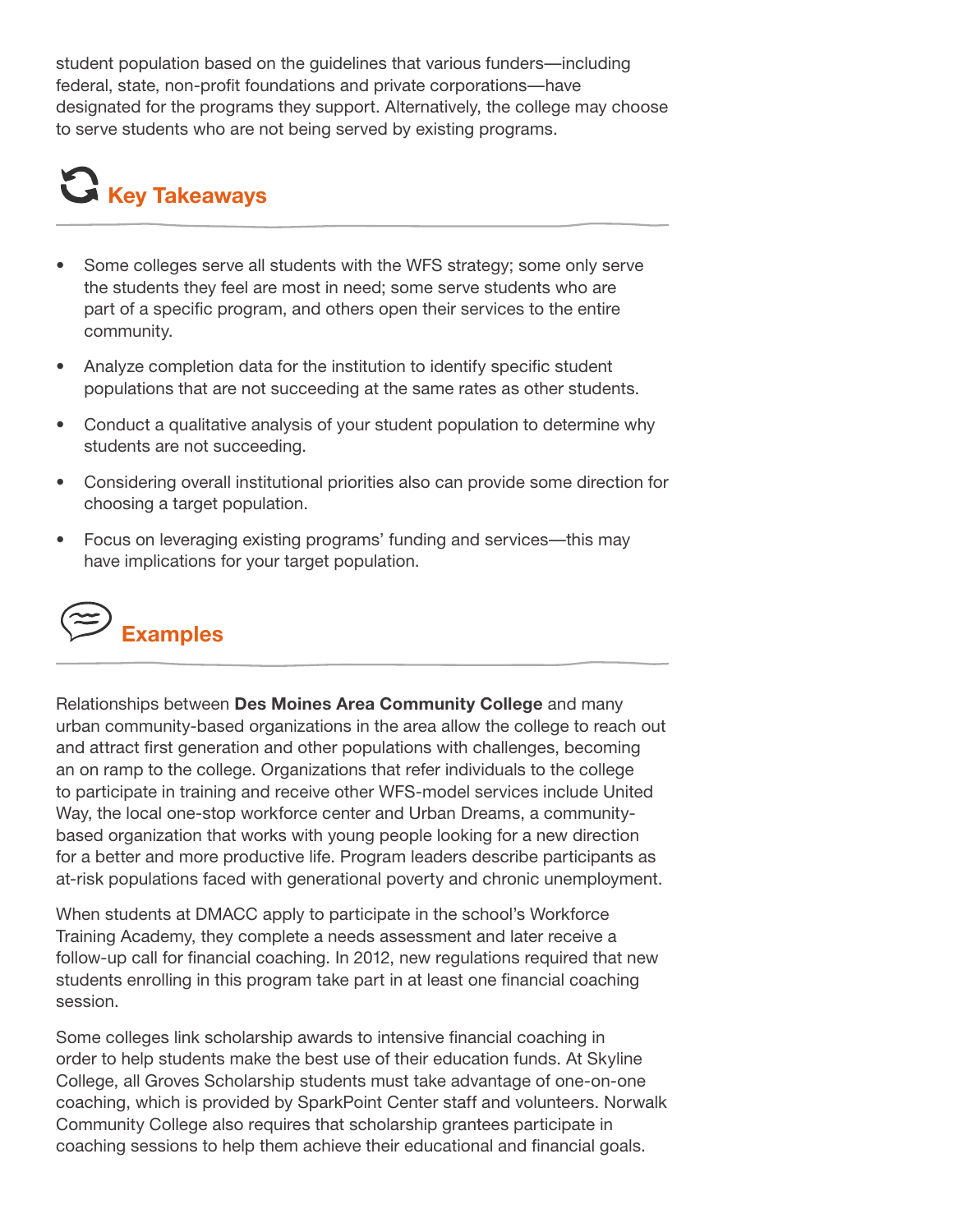student population based on the guidelines that various funders—including federal, state, non-profit foundations and private corporations—have designated for the programs they support. Alternatively, the college may choose to serve students who are not being served by existing programs.

## Key Takeaways

- Some colleges serve all students with the WFS strategy; some only serve the students they feel are most in need; some serve students who are part of a specific program, and others open their services to the entire community.
- Analyze completion data for the institution to identify specific student populations that are not succeeding at the same rates as other students.
- Conduct a qualitative analysis of your student population to determine why students are not succeeding.
- Considering overall institutional priorities also can provide some direction for choosing a target population.
- Focus on leveraging existing programs' funding and services—this may have implications for your target population.

## Examples

Relationships between **Des Moines Area Community College** and many urban community-based organizations in the area allow the college to reach out and attract first generation and other populations with challenges, becoming an on ramp to the college. Organizations that refer individuals to the college to participate in training and receive other WFS-model services include United Way, the local one-stop workforce center and Urban Dreams, a community-based organization that works with young people looking for a new direction for a better and more productive life. Program leaders describe participants as at-risk populations faced with generational poverty and chronic unemployment.

When students at DMACC apply to participate in the school's Workforce Training Academy, they complete a needs assessment and later receive a follow-up call for financial coaching. In 2012, new regulations required that new students enrolling in this program take part in at least one financial coaching session.

Some colleges link scholarship awards to intensive financial coaching in order to help students make the best use of their education funds. At Skyline College, all Groves Scholarship students must take advantage of one-on-one coaching, which is provided by SparkPoint Center staff and volunteers. Norwalk Community College also requires that scholarship grantees participate in coaching sessions to help them achieve their educational and financial goals.